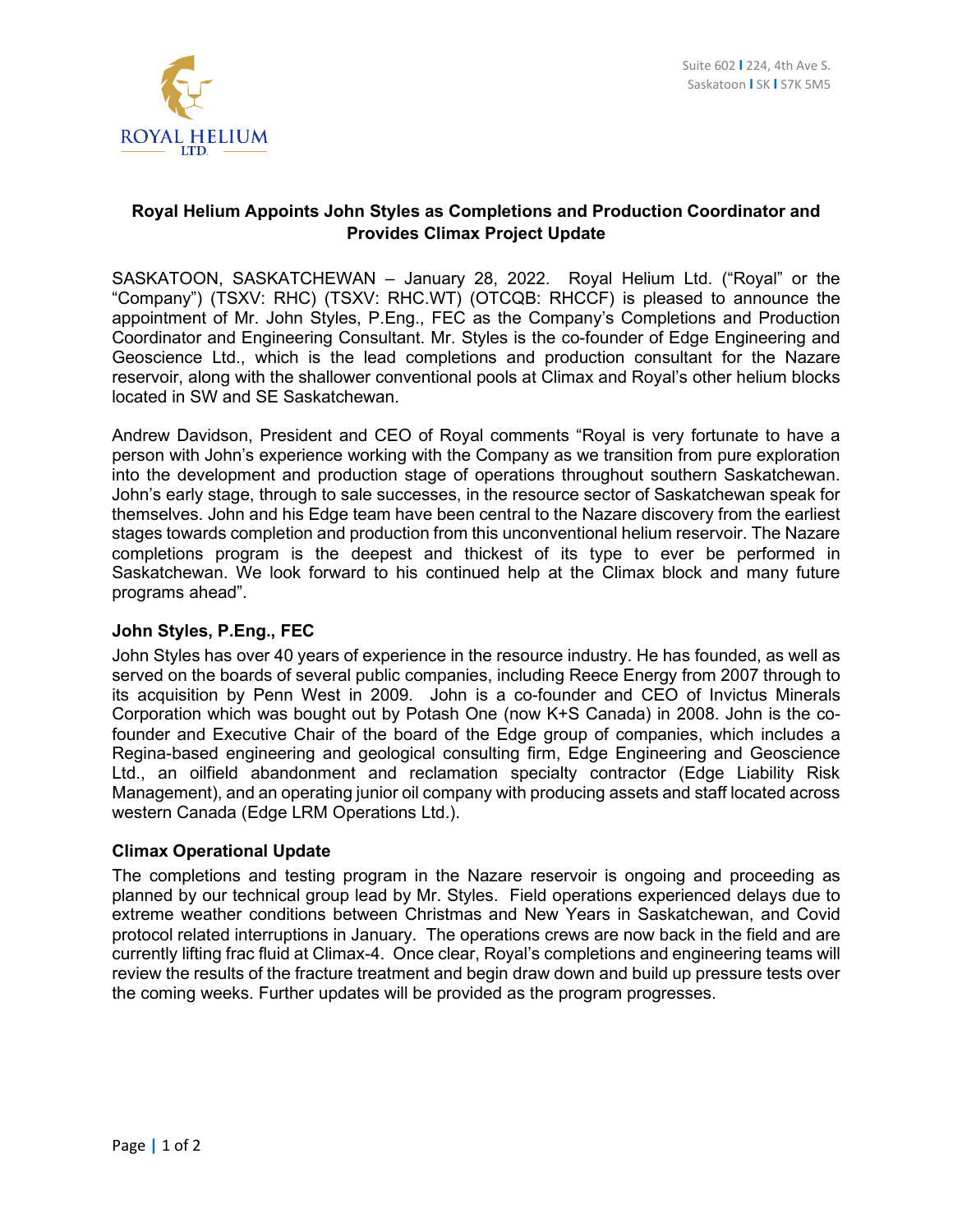Suite 602 | 224, 4th Ave S.
Saskatoon | SK | S7K 5M5

**Royal Helium Appoints John Styles as Completions and Production Coordinator and Provides Climax Project Update**

SASKATOON, SASKATCHEWAN – January 28, 2022. Royal Helium Ltd. ("Royal" or the "Company") (TSXV: RHC) (TSXV: RHC.WT) (OTCQB: RHCCF) is pleased to announce the appointment of Mr. John Styles, P.Eng., FEC as the Company's Completions and Production Coordinator and Engineering Consultant. Mr. Styles is the co-founder of Edge Engineering and Geoscience Ltd., which is the lead completions and production consultant for the Nazare reservoir, along with the shallower conventional pools at Climax and Royal's other helium blocks located in SW and SE Saskatchewan.

Andrew Davidson, President and CEO of Royal comments "Royal is very fortunate to have a person with John's experience working with the Company as we transition from pure exploration into the development and production stage of operations throughout southern Saskatchewan. John's early stage, through to sale successes, in the resource sector of Saskatchewan speak for themselves. John and his Edge team have been central to the Nazare discovery from the earliest stages towards completion and production from this unconventional helium reservoir. The Nazare completions program is the deepest and thickest of its type to ever be performed in Saskatchewan. We look forward to his continued help at the Climax block and many future programs ahead".

### John Styles, P.Eng., FEC

John Styles has over 40 years of experience in the resource industry. He has founded, as well as served on the boards of several public companies, including Reece Energy from 2007 through to its acquisition by Penn West in 2009. John is a co-founder and CEO of Invictus Minerals Corporation which was bought out by Potash One (now K+S Canada) in 2008. John is the co-founder and Executive Chair of the board of the Edge group of companies, which includes a Regina-based engineering and geological consulting firm, Edge Engineering and Geoscience Ltd., an oilfield abandonment and reclamation specialty contractor (Edge Liability Risk Management), and an operating junior oil company with producing assets and staff located across western Canada (Edge LRM Operations Ltd.).

### Climax Operational Update

The completions and testing program in the Nazare reservoir is ongoing and proceeding as planned by our technical group lead by Mr. Styles. Field operations experienced delays due to extreme weather conditions between Christmas and New Years in Saskatchewan, and Covid protocol related interruptions in January. The operations crews are now back in the field and are currently lifting frac fluid at Climax-4. Once clear, Royal's completions and engineering teams will review the results of the fracture treatment and begin draw down and build up pressure tests over the coming weeks. Further updates will be provided as the program progresses.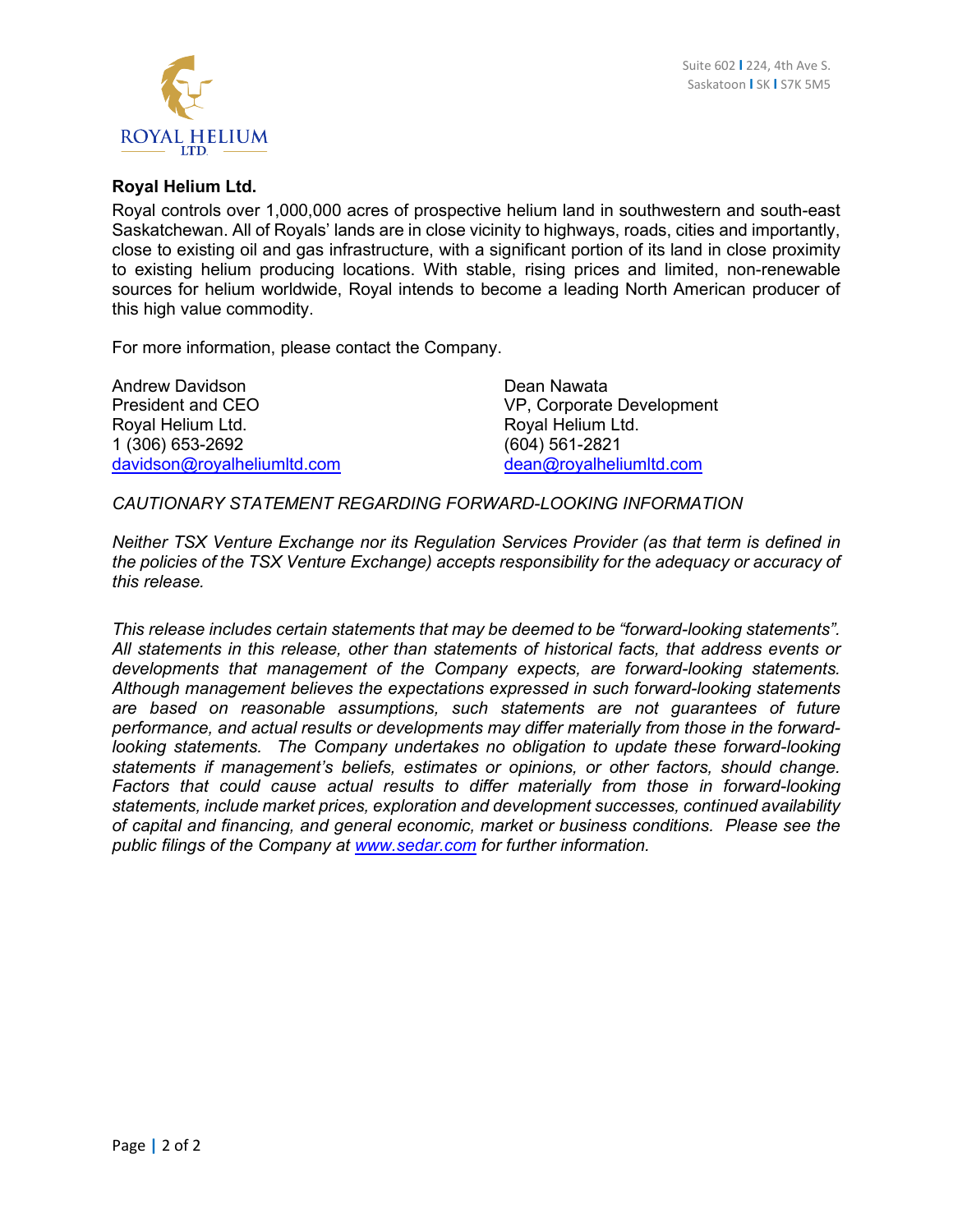Suite 602 | 224, 4th Ave S.
Saskatoon | SK | S7K 5M5

**Royal Helium Ltd.**

Royal controls over 1,000,000 acres of prospective helium land in southwestern and south-east Saskatchewan. All of Royals' lands are in close vicinity to highways, roads, cities and importantly, close to existing oil and gas infrastructure, with a significant portion of its land in close proximity to existing helium producing locations. With stable, rising prices and limited, non-renewable sources for helium worldwide, Royal intends to become a leading North American producer of this high value commodity.

For more information, please contact the Company.

Andrew Davidson
President and CEO
Royal Helium Ltd.
1 (306) 653-2692
davidson@royalheliumltd.com

Dean Nawata
VP, Corporate Development
Royal Helium Ltd.
(604) 561-2821
dean@royalheliumltd.com

*CAUTIONARY STATEMENT REGARDING FORWARD-LOOKING INFORMATION*

*Neither TSX Venture Exchange nor its Regulation Services Provider (as that term is defined in the policies of the TSX Venture Exchange) accepts responsibility for the adequacy or accuracy of this release.*

*This release includes certain statements that may be deemed to be "forward-looking statements". All statements in this release, other than statements of historical facts, that address events or developments that management of the Company expects, are forward-looking statements. Although management believes the expectations expressed in such forward-looking statements are based on reasonable assumptions, such statements are not guarantees of future performance, and actual results or developments may differ materially from those in the forward-looking statements. The Company undertakes no obligation to update these forward-looking statements if management's beliefs, estimates or opinions, or other factors, should change. Factors that could cause actual results to differ materially from those in forward-looking statements, include market prices, exploration and development successes, continued availability of capital and financing, and general economic, market or business conditions. Please see the public filings of the Company at www.sedar.com for further information.*